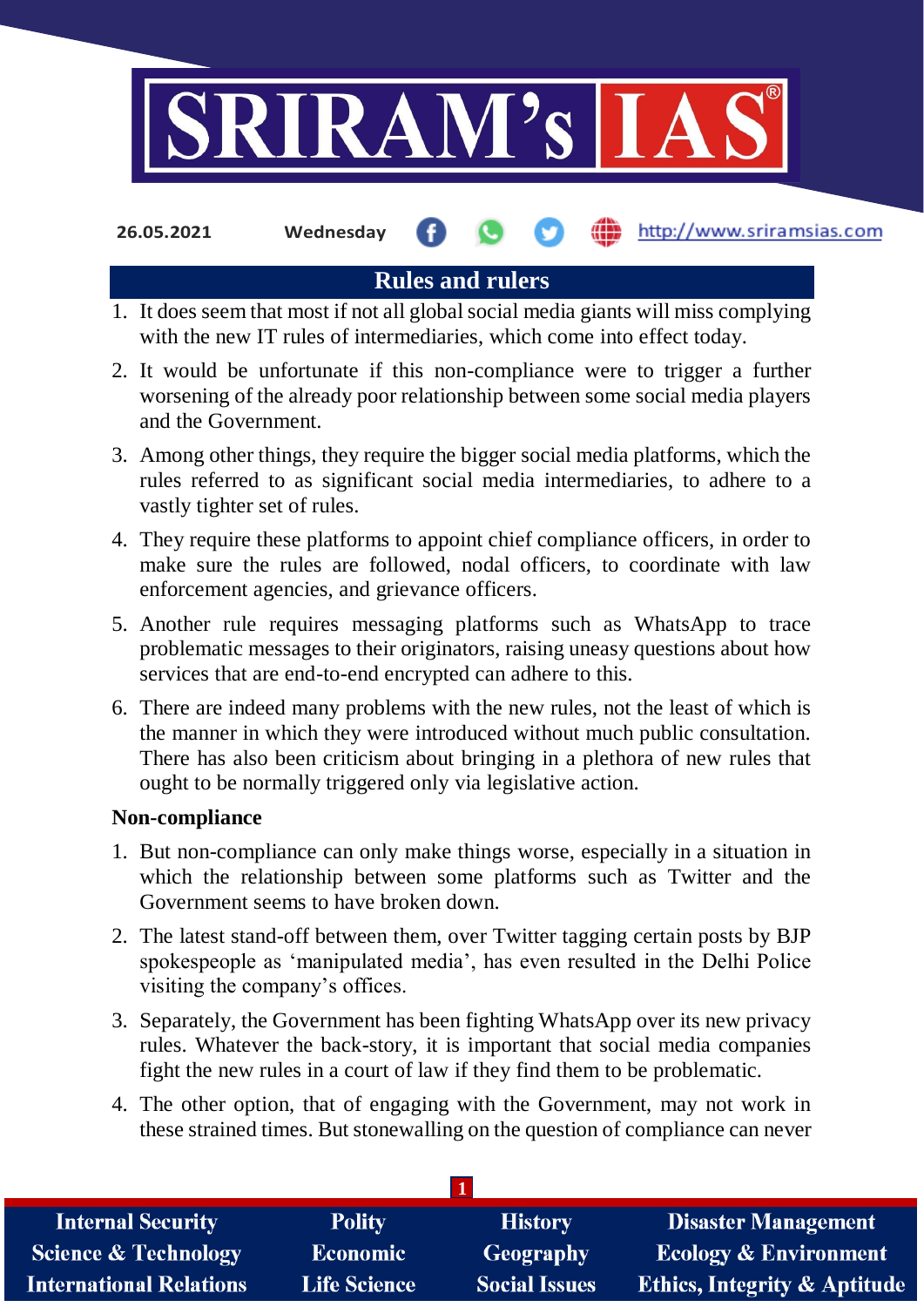26.05.2021 Wednesday http://www.sriramsias.com

# Rules and rulers

1. It does seem that most if not all global social media giants will miss complying with the new IT rules of intermediaries, which come into effect today.
2. It would be unfortunate if this non-compliance were to trigger a further worsening of the already poor relationship between some social media players and the Government.
3. Among other things, they require the bigger social media platforms, which the rules referred to as significant social media intermediaries, to adhere to a vastly tighter set of rules.
4. They require these platforms to appoint chief compliance officers, in order to make sure the rules are followed, nodal officers, to coordinate with law enforcement agencies, and grievance officers.
5. Another rule requires messaging platforms such as WhatsApp to trace problematic messages to their originators, raising uneasy questions about how services that are end-to-end encrypted can adhere to this.
6. There are indeed many problems with the new rules, not the least of which is the manner in which they were introduced without much public consultation. There has also been criticism about bringing in a plethora of new rules that ought to be normally triggered only via legislative action.

**Non-compliance**

1. But non-compliance can only make things worse, especially in a situation in which the relationship between some platforms such as Twitter and the Government seems to have broken down.
2. The latest stand-off between them, over Twitter tagging certain posts by BJP spokespeople as 'manipulated media', has even resulted in the Delhi Police visiting the company's offices.
3. Separately, the Government has been fighting WhatsApp over its new privacy rules. Whatever the back-story, it is important that social media companies fight the new rules in a court of law if they find them to be problematic.
4. The other option, that of engaging with the Government, may not work in these strained times. But stonewalling on the question of compliance can never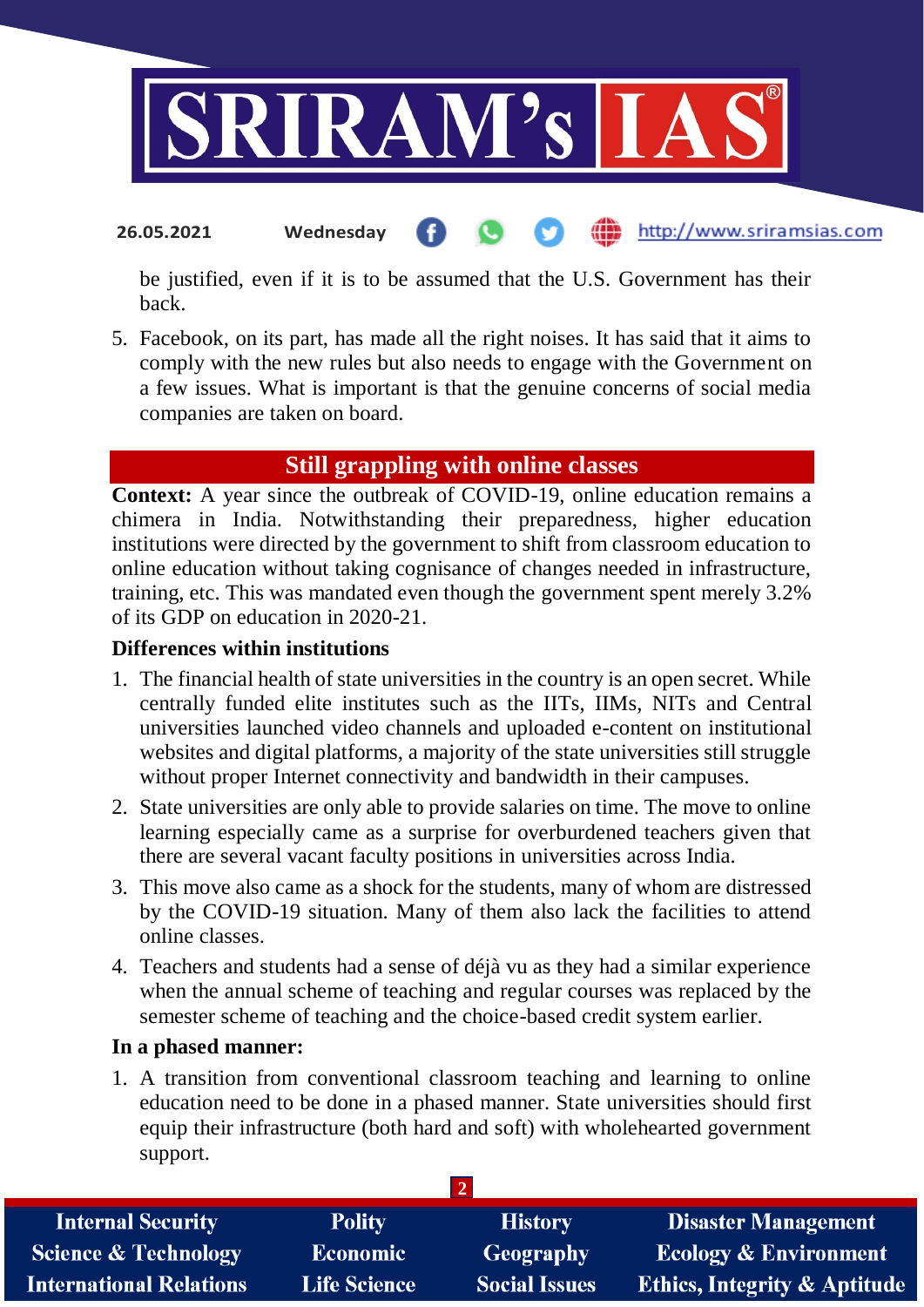be justified, even if it is to be assumed that the U.S. Government has their back.

5. Facebook, on its part, has made all the right noises. It has said that it aims to comply with the new rules but also needs to engage with the Government on a few issues. What is important is that the genuine concerns of social media companies are taken on board.

## Still grappling with online classes

**Context:** A year since the outbreak of COVID-19, online education remains a chimera in India. Notwithstanding their preparedness, higher education institutions were directed by the government to shift from classroom education to online education without taking cognisance of changes needed in infrastructure, training, etc. This was mandated even though the government spent merely 3.2% of its GDP on education in 2020-21.

**Differences within institutions**

1. The financial health of state universities in the country is an open secret. While centrally funded elite institutes such as the IITs, IIMs, NITs and Central universities launched video channels and uploaded e-content on institutional websites and digital platforms, a majority of the state universities still struggle without proper Internet connectivity and bandwidth in their campuses.
2. State universities are only able to provide salaries on time. The move to online learning especially came as a surprise for overburdened teachers given that there are several vacant faculty positions in universities across India.
3. This move also came as a shock for the students, many of whom are distressed by the COVID-19 situation. Many of them also lack the facilities to attend online classes.
4. Teachers and students had a sense of déjà vu as they had a similar experience when the annual scheme of teaching and regular courses was replaced by the semester scheme of teaching and the choice-based credit system earlier.

**In a phased manner:**

1. A transition from conventional classroom teaching and learning to online education need to be done in a phased manner. State universities should first equip their infrastructure (both hard and soft) with wholehearted government support.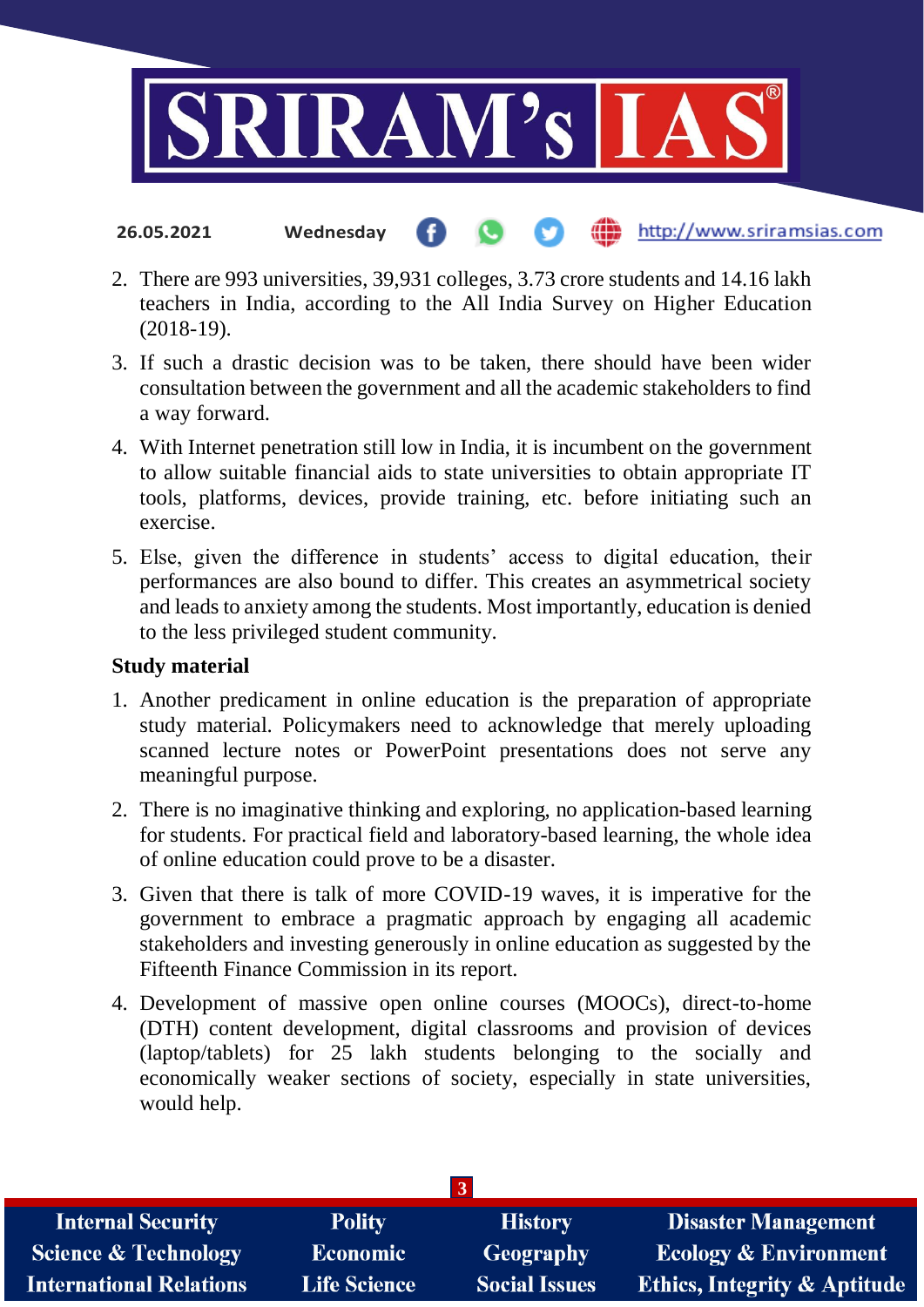2. There are 993 universities, 39,931 colleges, 3.73 crore students and 14.16 lakh teachers in India, according to the All India Survey on Higher Education (2018-19).
3. If such a drastic decision was to be taken, there should have been wider consultation between the government and all the academic stakeholders to find a way forward.
4. With Internet penetration still low in India, it is incumbent on the government to allow suitable financial aids to state universities to obtain appropriate IT tools, platforms, devices, provide training, etc. before initiating such an exercise.
5. Else, given the difference in students' access to digital education, their performances are also bound to differ. This creates an asymmetrical society and leads to anxiety among the students. Most importantly, education is denied to the less privileged student community.

**Study material**

1. Another predicament in online education is the preparation of appropriate study material. Policymakers need to acknowledge that merely uploading scanned lecture notes or PowerPoint presentations does not serve any meaningful purpose.
2. There is no imaginative thinking and exploring, no application-based learning for students. For practical field and laboratory-based learning, the whole idea of online education could prove to be a disaster.
3. Given that there is talk of more COVID-19 waves, it is imperative for the government to embrace a pragmatic approach by engaging all academic stakeholders and investing generously in online education as suggested by the Fifteenth Finance Commission in its report.
4. Development of massive open online courses (MOOCs), direct-to-home (DTH) content development, digital classrooms and provision of devices (laptop/tablets) for 25 lakh students belonging to the socially and economically weaker sections of society, especially in state universities, would help.